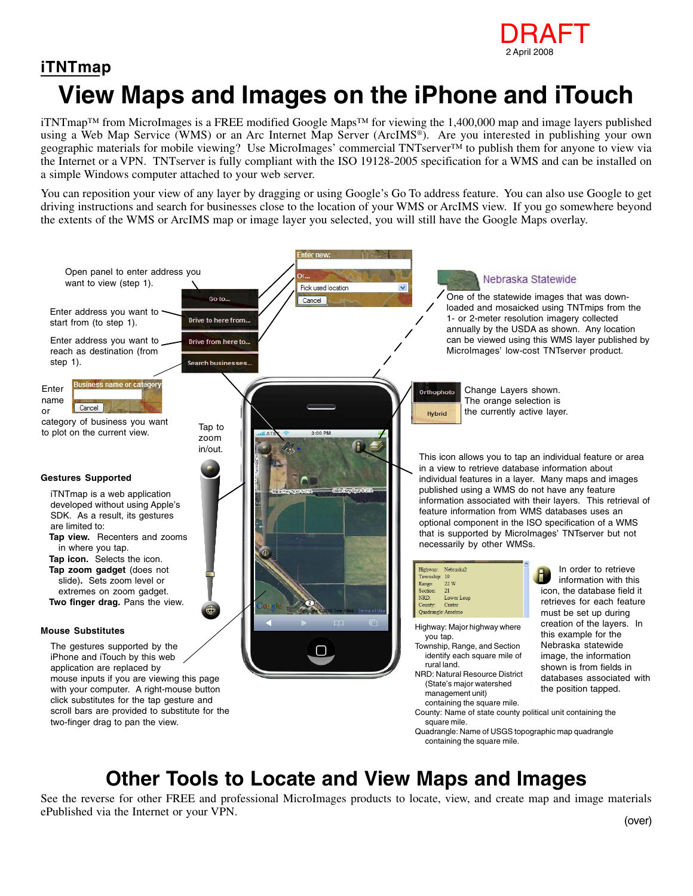DRAFT
2 April 2008

## iTNTmap

# View Maps and Images on the iPhone and iTouch

iTNTmap™ from MicroImages is a FREE modified Google Maps™ for viewing the 1,400,000 map and image layers published using a Web Map Service (WMS) or an Arc Internet Map Server (ArcIMS®). Are you interested in publishing your own geographic materials for mobile viewing? Use MicroImages' commercial TNTserver™ to publish them for anyone to view via the Internet or a VPN. TNTserver is fully compliant with the ISO 19128-2005 specification for a WMS and can be installed on a simple Windows computer attached to your web server.

You can reposition your view of any layer by dragging or using Google's Go To address feature. You can also use Google to get driving instructions and search for businesses close to the location of your WMS or ArcIMS view. If you go somewhere beyond the extents of the WMS or ArcIMS map or image layer you selected, you will still have the Google Maps overlay.

Open panel to enter address you want to view (step 1).

Enter address you want to start from (to step 1).

Enter address you want to reach as destination (from step 1).

Enter name or category of business you want to plot on the current view.

Tap to zoom in/out.

**Nebraska Statewide**

One of the statewide images that was downloaded and mosaicked using TNTmips from the 1- or 2-meter resolution imagery collected annually by the USDA as shown. Any location can be viewed using this WMS layer published by MicroImages' low-cost TNTserver product.

Change Layers shown. The orange selection is the currently active layer.

This icon allows you to tap an individual feature or area in a view to retrieve database information about individual features in a layer. Many maps and images published using a WMS do not have any feature information associated with their layers. This retrieval of feature information from WMS databases uses an optional component in the ISO specification of a WMS that is supported by MicroImages' TNTserver but not necessarily by other WMSs.

In order to retrieve information with this icon, the database field it retrieves for each feature must be set up during creation of the layers. In this example for the Nebraska statewide image, the information shown is from fields in databases associated with the position tapped.

Highway: Major highway where you tap.
Township, Range, and Section identify each square mile of rural land.
NRD: Natural Resource District (State's major watershed management unit) containing the square mile.
County: Name of state county political unit containing the square mile.
Quadrangle: Name of USGS topographic map quadrangle containing the square mile.

### Gestures Supported

iTNTmap is a web application developed without using Apple's SDK. As a result, its gestures are limited to:

**Tap view.** Recenters and zooms in where you tap.
**Tap icon.** Selects the icon.
**Tap zoom gadget** (does not slide). Sets zoom level or extremes on zoom gadget.
**Two finger drag.** Pans the view.

### Mouse Substitutes

The gestures supported by the iPhone and iTouch by this web application are replaced by mouse inputs if you are viewing this page with your computer. A right-mouse button click substitutes for the tap gesture and scroll bars are provided to substitute for the two-finger drag to pan the view.

# Other Tools to Locate and View Maps and Images

See the reverse for other FREE and professional MicroImages products to locate, view, and create map and image materials ePublished via the Internet or your VPN.

(over)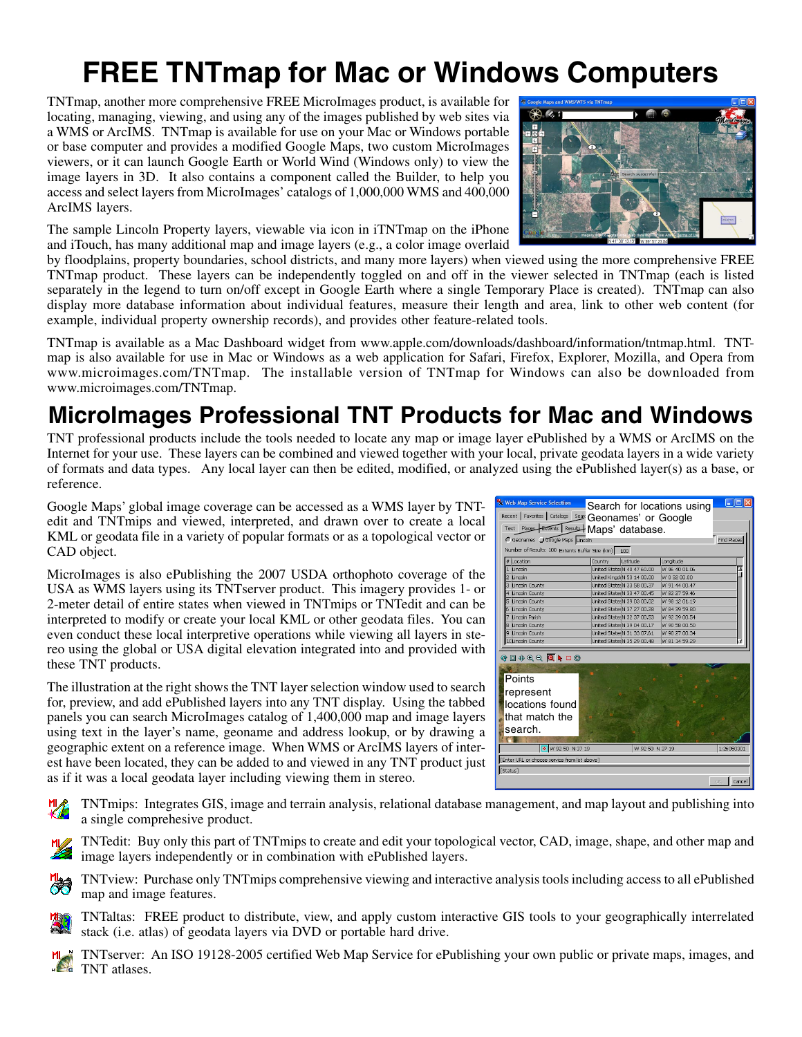# FREE TNTmap for Mac or Windows Computers

TNTmap, another more comprehensive FREE MicroImages product, is available for locating, managing, viewing, and using any of the images published by web sites via a WMS or ArcIMS. TNTmap is available for use on your Mac or Windows portable or base computer and provides a modified Google Maps, two custom MicroImages viewers, or it can launch Google Earth or World Wind (Windows only) to view the image layers in 3D. It also contains a component called the Builder, to help you access and select layers from MicroImages' catalogs of 1,000,000 WMS and 400,000 ArcIMS layers.

The sample Lincoln Property layers, viewable via icon in iTNTmap on the iPhone and iTouch, has many additional map and image layers (e.g., a color image overlaid by floodplains, property boundaries, school districts, and many more layers) when viewed using the more comprehensive FREE TNTmap product. These layers can be independently toggled on and off in the viewer selected in TNTmap (each is listed separately in the legend to turn on/off except in Google Earth where a single Temporary Place is created). TNTmap can also display more database information about individual features, measure their length and area, link to other web content (for example, individual property ownership records), and provides other feature-related tools.

TNTmap is available as a Mac Dashboard widget from www.apple.com/downloads/dashboard/information/tntmap.html. TNTmap is also available for use in Mac or Windows as a web application for Safari, Firefox, Explorer, Mozilla, and Opera from www.microimages.com/TNTmap. The installable version of TNTmap for Windows can also be downloaded from www.microimages.com/TNTmap.

# MicroImages Professional TNT Products for Mac and Windows

TNT professional products include the tools needed to locate any map or image layer ePublished by a WMS or ArcIMS on the Internet for your use. These layers can be combined and viewed together with your local, private geodata layers in a wide variety of formats and data types. Any local layer can then be edited, modified, or analyzed using the ePublished layer(s) as a base, or reference.

Google Maps' global image coverage can be accessed as a WMS layer by TNTedit and TNTmips and viewed, interpreted, and drawn over to create a local KML or geodata file in a variety of popular formats or as a topological vector or CAD object.

MicroImages is also ePublishing the 2007 USDA orthophoto coverage of the USA as WMS layers using its TNTserver product. This imagery provides 1- or 2-meter detail of entire states when viewed in TNTmips or TNTedit and can be interpreted to modify or create your local KML or other geodata files. You can even conduct these local interpretive operations while viewing all layers in stereo using the global or USA digital elevation integrated into and provided with these TNT products.

The illustration at the right shows the TNT layer selection window used to search for, preview, and add ePublished layers into any TNT display. Using the tabbed panels you can search MicroImages catalog of 1,400,000 map and image layers using text in the layer's name, geoname and address lookup, or by drawing a geographic extent on a reference image. When WMS or ArcIMS layers of interest have been located, they can be added to and viewed in any TNT product just as if it was a local geodata layer including viewing them in stereo.

Search for locations using Geonames' or Google Maps' database.

Points represent locations found that match the search.

TNTmips: Integrates GIS, image and terrain analysis, relational database management, and map layout and publishing into a single comprehesive product.

TNTedit: Buy only this part of TNTmips to create and edit your topological vector, CAD, image, shape, and other map and image layers independently or in combination with ePublished layers.

TNTview: Purchase only TNTmips comprehensive viewing and interactive analysis tools including access to all ePublished map and image features.

TNTatlas: FREE product to distribute, view, and apply custom interactive GIS tools to your geographically interrelated stack (i.e. atlas) of geodata layers via DVD or portable hard drive.

TNTserver: An ISO 19128-2005 certified Web Map Service for ePublishing your own public or private maps, images, and TNT atlases.